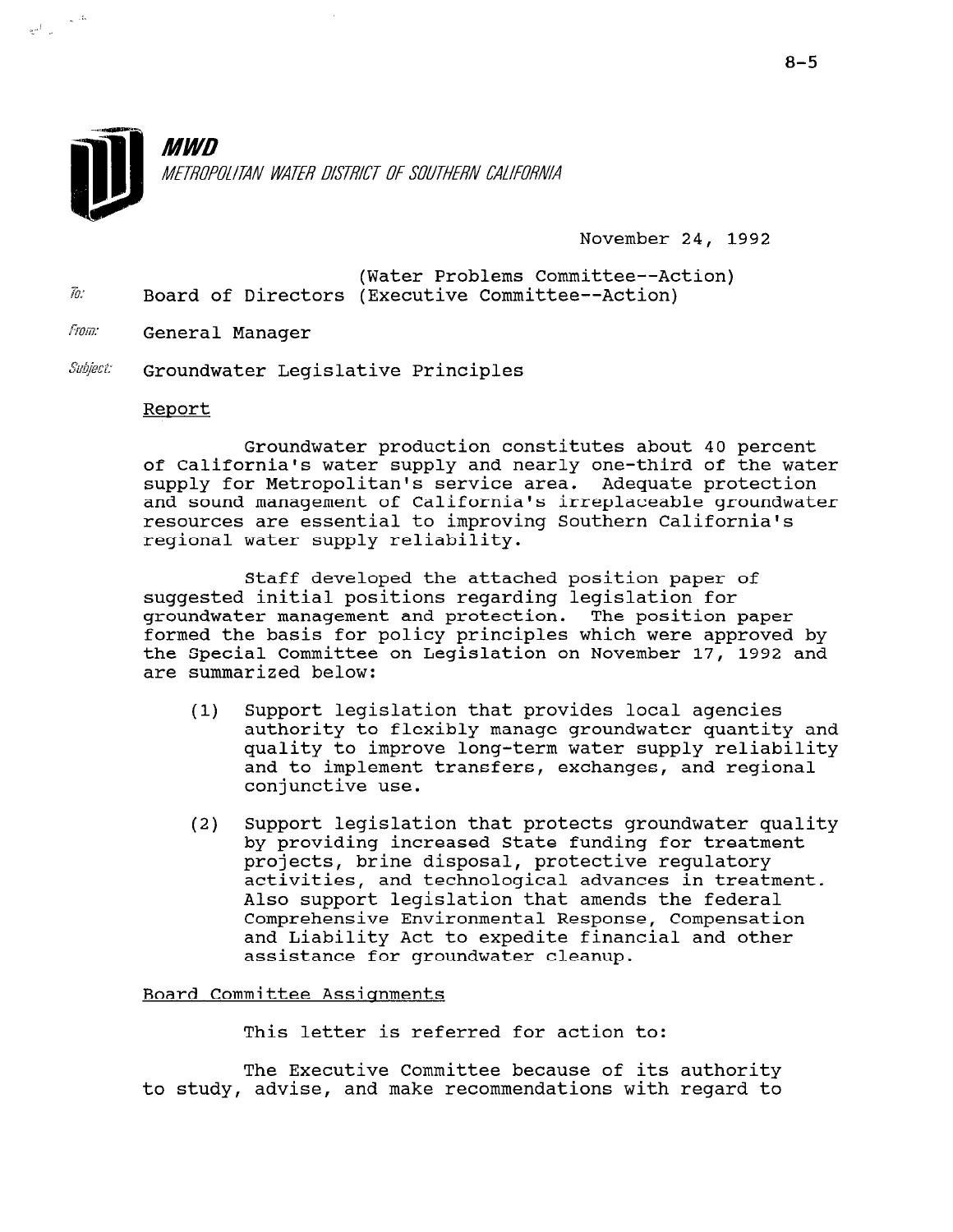**MWD**

*METROPOLITAN WATER DISTRICT OF SOUTHERN CALIFORNIA*

November 24, 1992

To: Board of Directors (Water Problems Committee--Action) (Executive Committee--Action)

From: General Manager

Subject: Groundwater Legislative Principles

## Report

Groundwater production constitutes about 40 percent of California's water supply and nearly one-third of the water supply for Metropolitan's service area. Adequate protection and sound management of California's irreplaceable groundwater resources are essential to improving Southern California's regional water supply reliability.

Staff developed the attached position paper of suggested initial positions regarding legislation for groundwater management and protection. The position paper formed the basis for policy principles which were approved by the Special Committee on Legislation on November 17, 1992 and are summarized below:

(1) Support legislation that provides local agencies authority to flexibly manage groundwater quantity and quality to improve long-term water supply reliability and to implement transfers, exchanges, and regional conjunctive use.

(2) Support legislation that protects groundwater quality by providing increased State funding for treatment projects, brine disposal, protective regulatory activities, and technological advances in treatment. Also support legislation that amends the federal Comprehensive Environmental Response, Compensation and Liability Act to expedite financial and other assistance for groundwater cleanup.

## Board Committee Assignments

This letter is referred for action to:

The Executive Committee because of its authority to study, advise, and make recommendations with regard to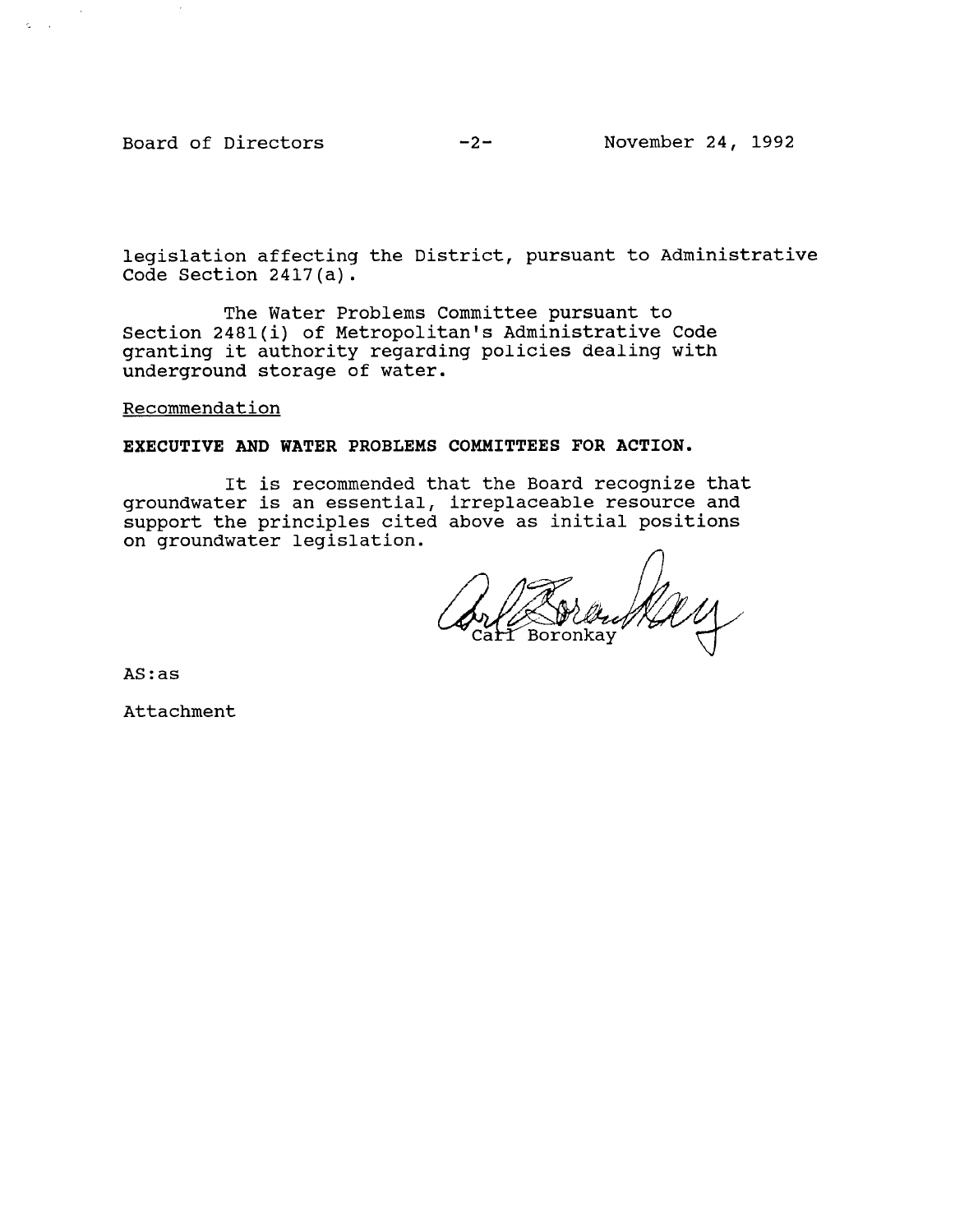legislation affecting the District, pursuant to Administrative Code Section 2417(a).

The Water Problems Committee pursuant to Section 2481(i) of Metropolitan's Administrative Code granting it authority regarding policies dealing with underground storage of water.

Recommendation

**EXECUTIVE AND WATER PROBLEMS COMMITTEES FOR ACTION.**

It is recommended that the Board recognize that groundwater is an essential, irreplaceable resource and support the principles cited above as initial positions on groundwater legislation.

Carl Boronkay

AS:as

Attachment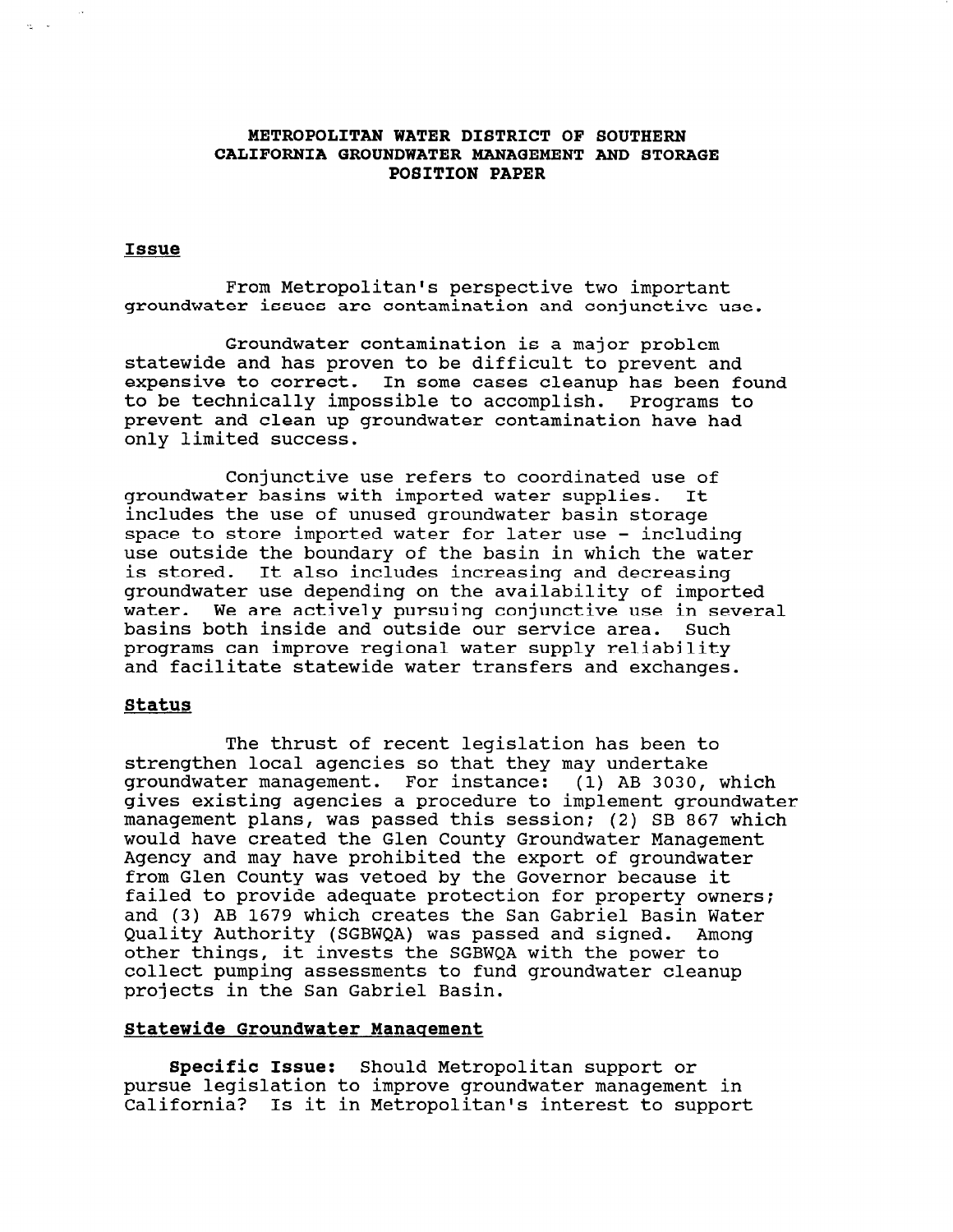**METROPOLITAN WATER DISTRICT OF SOUTHERN CALIFORNIA GROUNDWATER MANAGEMENT AND STORAGE POSITION PAPER**

## Issue

From Metropolitan's perspective two important groundwater issues are contamination and conjunctive use.

Groundwater contamination is a major problem statewide and has proven to be difficult to prevent and expensive to correct. In some cases cleanup has been found to be technically impossible to accomplish. Programs to prevent and clean up groundwater contamination have had only limited success.

Conjunctive use refers to coordinated use of groundwater basins with imported water supplies. It includes the use of unused groundwater basin storage space to store imported water for later use - including use outside the boundary of the basin in which the water is stored. It also includes increasing and decreasing groundwater use depending on the availability of imported water. We are actively pursuing conjunctive use in several basins both inside and outside our service area. Such programs can improve regional water supply reliability and facilitate statewide water transfers and exchanges.

## Status

The thrust of recent legislation has been to strengthen local agencies so that they may undertake groundwater management. For instance: (1) AB 3030, which gives existing agencies a procedure to implement groundwater management plans, was passed this session; (2) SB 867 which would have created the Glen County Groundwater Management Agency and may have prohibited the export of groundwater from Glen County was vetoed by the Governor because it failed to provide adequate protection for property owners; and (3) AB 1679 which creates the San Gabriel Basin Water Quality Authority (SGBWQA) was passed and signed. Among other things, it invests the SGBWQA with the power to collect pumping assessments to fund groundwater cleanup projects in the San Gabriel Basin.

## Statewide Groundwater Management

**Specific Issue:** Should Metropolitan support or pursue legislation to improve groundwater management in California? Is it in Metropolitan's interest to support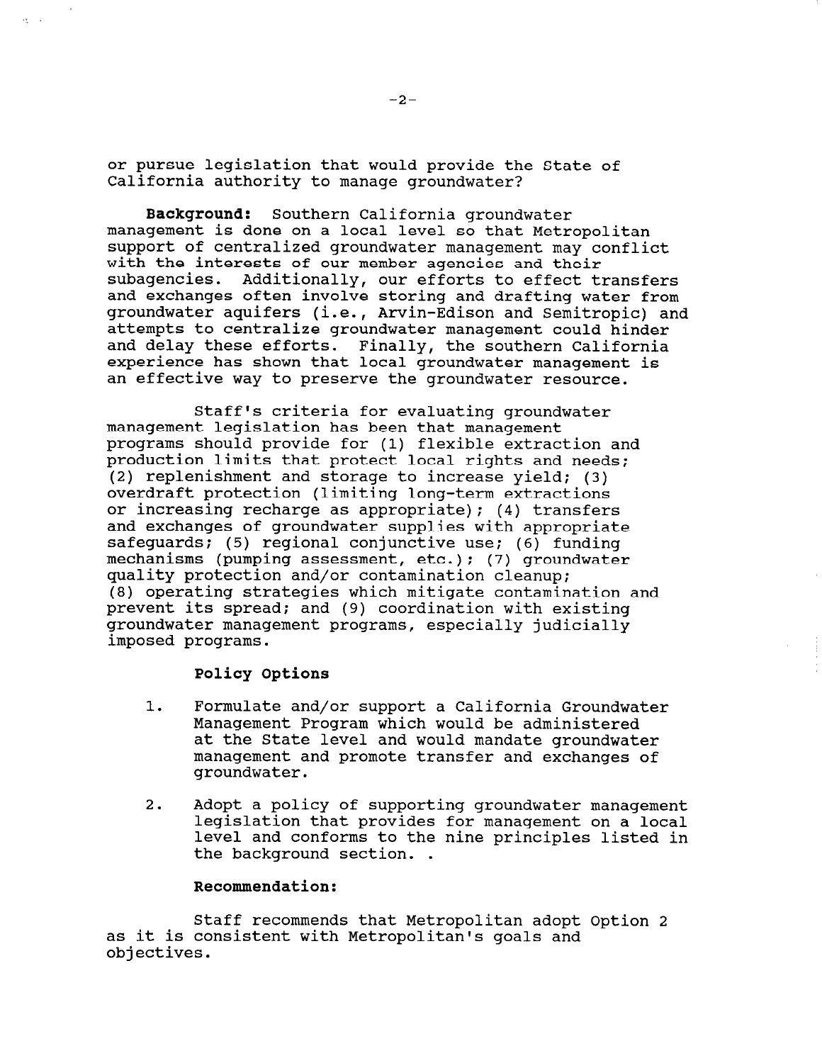or pursue legislation that would provide the State of California authority to manage groundwater?

**Background:** Southern California groundwater management is done on a local level so that Metropolitan support of centralized groundwater management may conflict with the interests of our member agencies and their subagencies. Additionally, our efforts to effect transfers and exchanges often involve storing and drafting water from groundwater aquifers (i.e., Arvin-Edison and Semitropic) and attempts to centralize groundwater management could hinder and delay these efforts. Finally, the southern California experience has shown that local groundwater management is an effective way to preserve the groundwater resource.

Staff's criteria for evaluating groundwater management legislation has been that management programs should provide for (1) flexible extraction and production limits that protect local rights and needs; (2) replenishment and storage to increase yield; (3) overdraft protection (limiting long-term extractions or increasing recharge as appropriate); (4) transfers and exchanges of groundwater supplies with appropriate safeguards; (5) regional conjunctive use; (6) funding mechanisms (pumping assessment, etc.); (7) groundwater quality protection and/or contamination cleanup; (8) operating strategies which mitigate contamination and prevent its spread; and (9) coordination with existing groundwater management programs, especially judicially imposed programs.

**Policy Options**

1. Formulate and/or support a California Groundwater Management Program which would be administered at the State level and would mandate groundwater management and promote transfer and exchanges of groundwater.

2. Adopt a policy of supporting groundwater management legislation that provides for management on a local level and conforms to the nine principles listed in the background section. .

**Recommendation:**

Staff recommends that Metropolitan adopt Option 2 as it is consistent with Metropolitan's goals and objectives.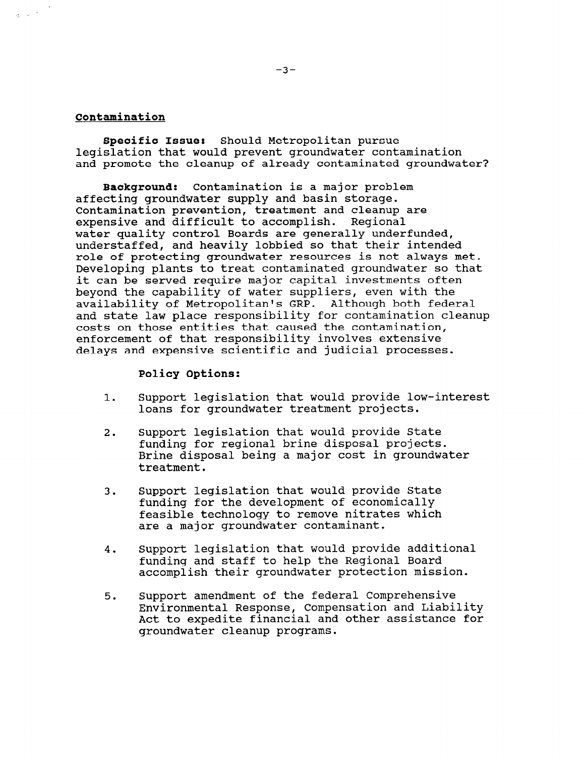## Contamination

**Specific Issue:** Should Metropolitan pursue legislation that would prevent groundwater contamination and promote the cleanup of already contaminated groundwater?

**Background:** Contamination is a major problem affecting groundwater supply and basin storage. Contamination prevention, treatment and cleanup are expensive and difficult to accomplish. Regional water quality control Boards are generally underfunded, understaffed, and heavily lobbied so that their intended role of protecting groundwater resources is not always met. Developing plants to treat contaminated groundwater so that it can be served require major capital investments often beyond the capability of water suppliers, even with the availability of Metropolitan's GRP. Although both federal and state law place responsibility for contamination cleanup costs on those entities that caused the contamination, enforcement of that responsibility involves extensive delays and expensive scientific and judicial processes.

**Policy Options:**

1. Support legislation that would provide low-interest loans for groundwater treatment projects.
2. Support legislation that would provide State funding for regional brine disposal projects. Brine disposal being a major cost in groundwater treatment.
3. Support legislation that would provide State funding for the development of economically feasible technology to remove nitrates which are a major groundwater contaminant.
4. Support legislation that would provide additional funding and staff to help the Regional Board accomplish their groundwater protection mission.
5. Support amendment of the federal Comprehensive Environmental Response, Compensation and Liability Act to expedite financial and other assistance for groundwater cleanup programs.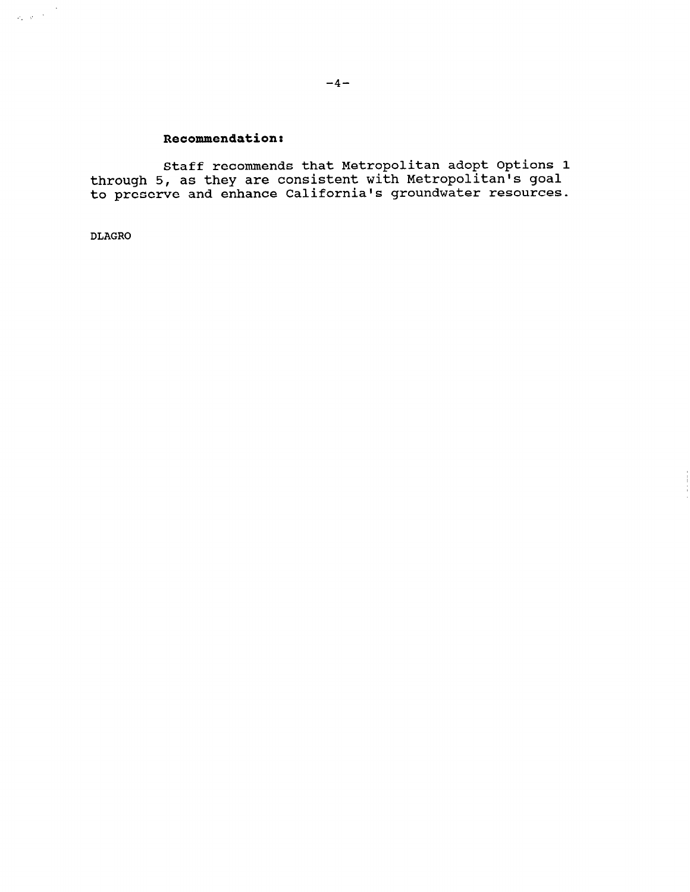**Recommendation:**

Staff recommends that Metropolitan adopt Options 1 through 5, as they are consistent with Metropolitan's goal to preserve and enhance California's groundwater resources.

DLAGRO